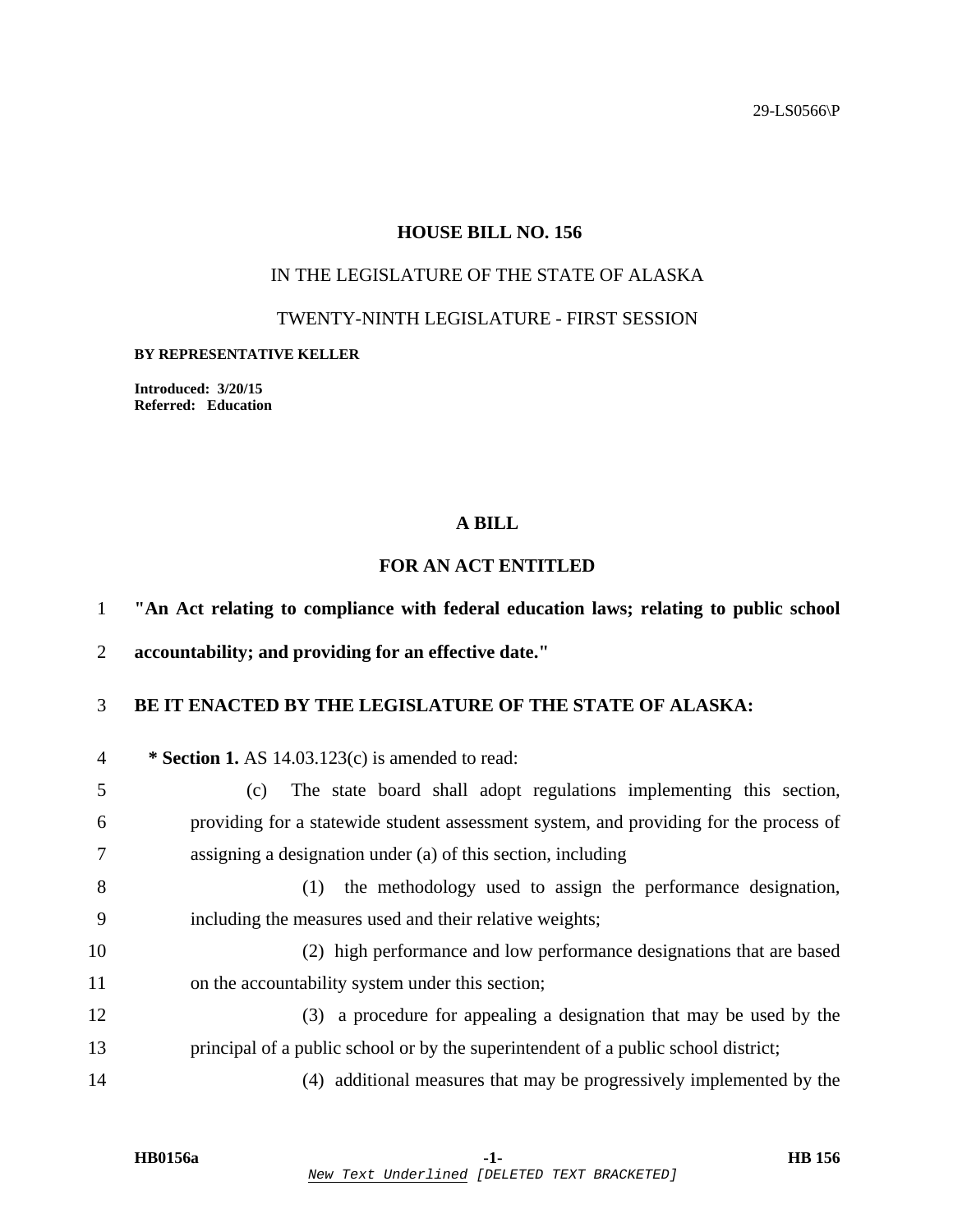29-LS0566\P

# HOUSE BILL NO. 156

IN THE LEGISLATURE OF THE STATE OF ALASKA

TWENTY-NINTH LEGISLATURE - FIRST SESSION

**BY REPRESENTATIVE KELLER**

**Introduced: 3/20/15**
**Referred: Education**

## A BILL

## FOR AN ACT ENTITLED

**"An Act relating to compliance with federal education laws; relating to public school accountability; and providing for an effective date."**

**BE IT ENACTED BY THE LEGISLATURE OF THE STATE OF ALASKA:**

**\* Section 1.** AS 14.03.123(c) is amended to read:

(c) The state board shall adopt regulations implementing this section, providing for a statewide student assessment system, and providing for the process of assigning a designation under (a) of this section, including

(1) the methodology used to assign the performance designation, including the measures used and their relative weights;

(2) high performance and low performance designations that are based on the accountability system under this section;

(3) a procedure for appealing a designation that may be used by the principal of a public school or by the superintendent of a public school district;

(4) additional measures that may be progressively implemented by the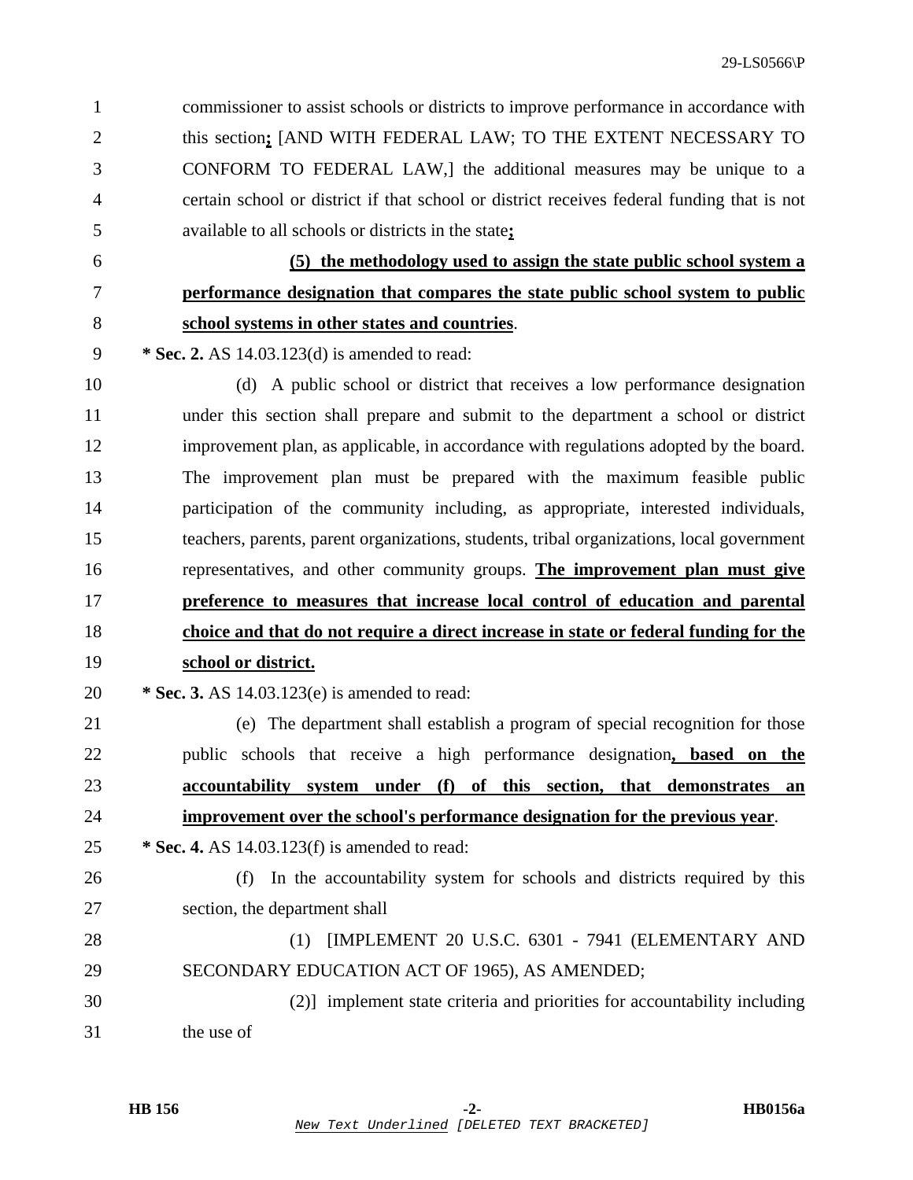commissioner to assist schools or districts to improve performance in accordance with this section**;** [AND WITH FEDERAL LAW; TO THE EXTENT NECESSARY TO CONFORM TO FEDERAL LAW,] the additional measures may be unique to a certain school or district if that school or district receives federal funding that is not available to all schools or districts in the state**;**

**(5) the methodology used to assign the state public school system a performance designation that compares the state public school system to public school systems in other states and countries**.

**\* Sec. 2.** AS 14.03.123(d) is amended to read:

(d) A public school or district that receives a low performance designation under this section shall prepare and submit to the department a school or district improvement plan, as applicable, in accordance with regulations adopted by the board. The improvement plan must be prepared with the maximum feasible public participation of the community including, as appropriate, interested individuals, teachers, parents, parent organizations, students, tribal organizations, local government representatives, and other community groups. **The improvement plan must give preference to measures that increase local control of education and parental choice and that do not require a direct increase in state or federal funding for the school or district.**

**\* Sec. 3.** AS 14.03.123(e) is amended to read:

(e) The department shall establish a program of special recognition for those public schools that receive a high performance designation**, based on the accountability system under (f) of this section, that demonstrates an improvement over the school's performance designation for the previous year**.

**\* Sec. 4.** AS 14.03.123(f) is amended to read:

(f) In the accountability system for schools and districts required by this section, the department shall

(1) [IMPLEMENT 20 U.S.C. 6301 - 7941 (ELEMENTARY AND SECONDARY EDUCATION ACT OF 1965), AS AMENDED;

(2)] implement state criteria and priorities for accountability including the use of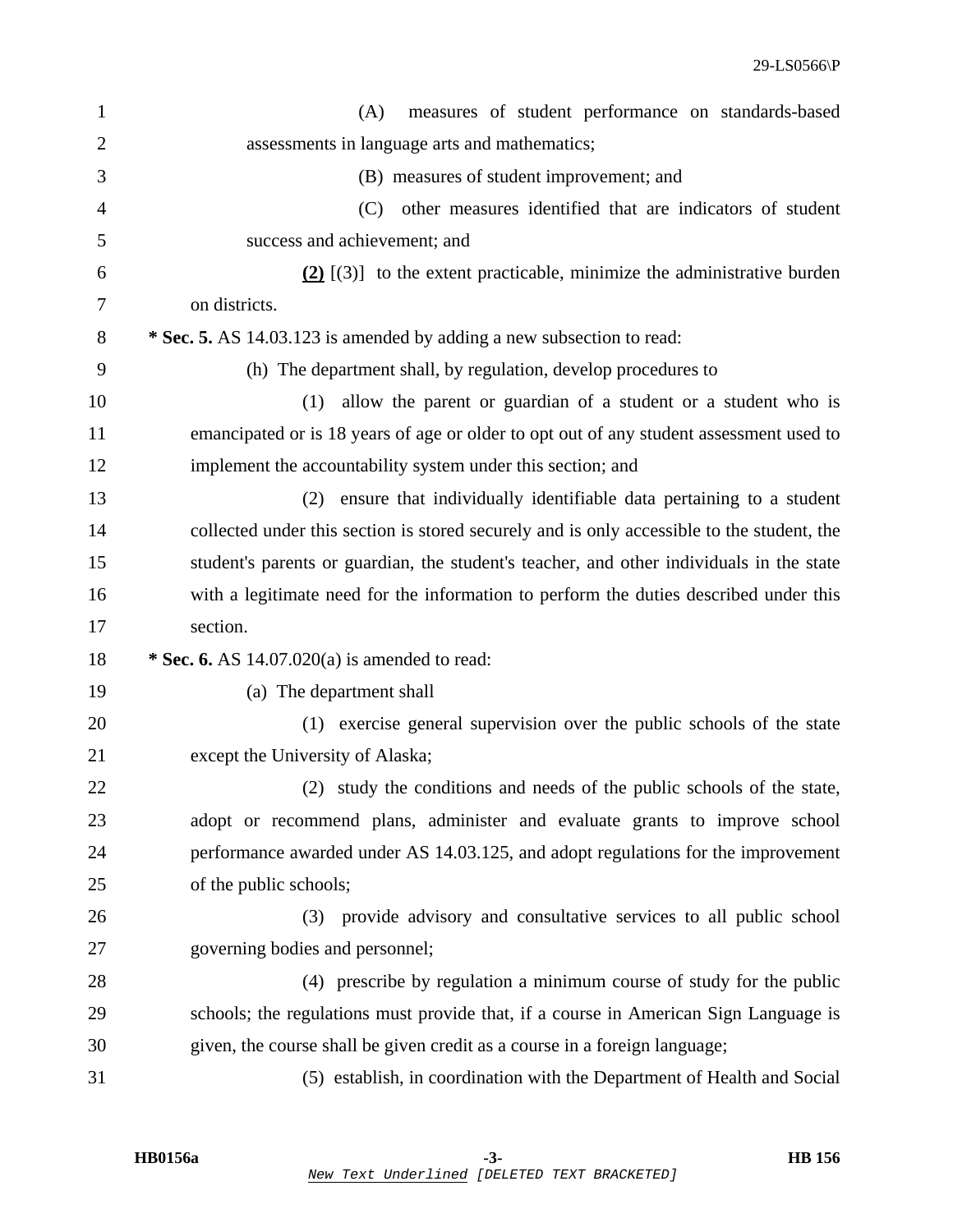(A) measures of student performance on standards-based assessments in language arts and mathematics;

(B) measures of student improvement; and

(C) other measures identified that are indicators of student success and achievement; and

**(2)** [(3)] to the extent practicable, minimize the administrative burden on districts.

**\* Sec. 5.** AS 14.03.123 is amended by adding a new subsection to read:

(h) The department shall, by regulation, develop procedures to

(1) allow the parent or guardian of a student or a student who is emancipated or is 18 years of age or older to opt out of any student assessment used to implement the accountability system under this section; and

(2) ensure that individually identifiable data pertaining to a student collected under this section is stored securely and is only accessible to the student, the student's parents or guardian, the student's teacher, and other individuals in the state with a legitimate need for the information to perform the duties described under this section.

**\* Sec. 6.** AS 14.07.020(a) is amended to read:

(a) The department shall

(1) exercise general supervision over the public schools of the state except the University of Alaska;

(2) study the conditions and needs of the public schools of the state, adopt or recommend plans, administer and evaluate grants to improve school performance awarded under AS 14.03.125, and adopt regulations for the improvement of the public schools;

(3) provide advisory and consultative services to all public school governing bodies and personnel;

(4) prescribe by regulation a minimum course of study for the public schools; the regulations must provide that, if a course in American Sign Language is given, the course shall be given credit as a course in a foreign language;

(5) establish, in coordination with the Department of Health and Social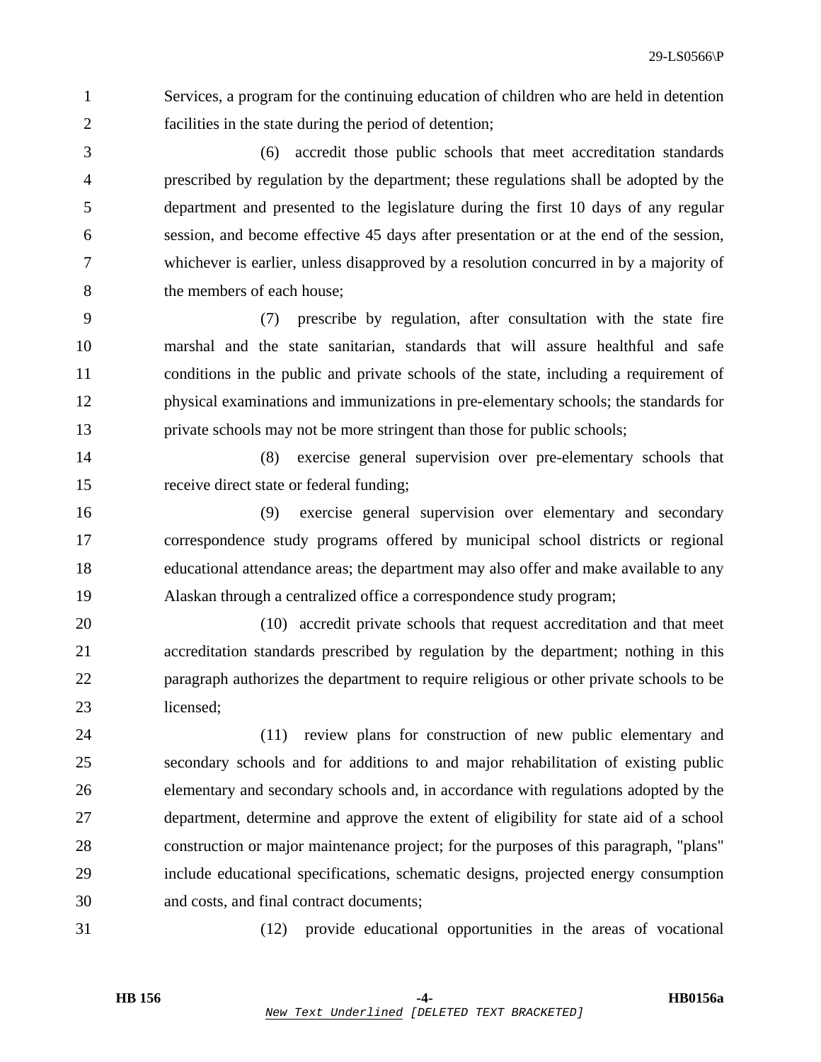Services, a program for the continuing education of children who are held in detention facilities in the state during the period of detention;

(6) accredit those public schools that meet accreditation standards prescribed by regulation by the department; these regulations shall be adopted by the department and presented to the legislature during the first 10 days of any regular session, and become effective 45 days after presentation or at the end of the session, whichever is earlier, unless disapproved by a resolution concurred in by a majority of the members of each house;

(7) prescribe by regulation, after consultation with the state fire marshal and the state sanitarian, standards that will assure healthful and safe conditions in the public and private schools of the state, including a requirement of physical examinations and immunizations in pre-elementary schools; the standards for private schools may not be more stringent than those for public schools;

(8) exercise general supervision over pre-elementary schools that receive direct state or federal funding;

(9) exercise general supervision over elementary and secondary correspondence study programs offered by municipal school districts or regional educational attendance areas; the department may also offer and make available to any Alaskan through a centralized office a correspondence study program;

(10) accredit private schools that request accreditation and that meet accreditation standards prescribed by regulation by the department; nothing in this paragraph authorizes the department to require religious or other private schools to be licensed;

(11) review plans for construction of new public elementary and secondary schools and for additions to and major rehabilitation of existing public elementary and secondary schools and, in accordance with regulations adopted by the department, determine and approve the extent of eligibility for state aid of a school construction or major maintenance project; for the purposes of this paragraph, "plans" include educational specifications, schematic designs, projected energy consumption and costs, and final contract documents;

(12) provide educational opportunities in the areas of vocational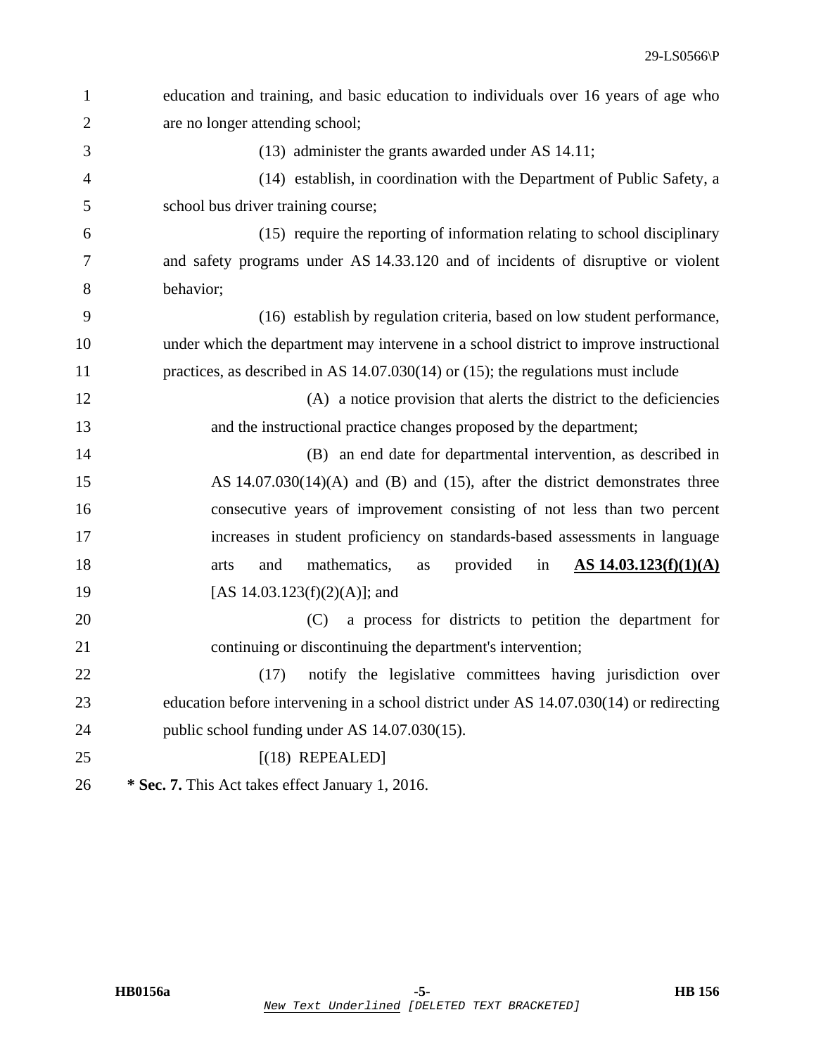education and training, and basic education to individuals over 16 years of age who are no longer attending school;

(13) administer the grants awarded under AS 14.11;

(14) establish, in coordination with the Department of Public Safety, a school bus driver training course;

(15) require the reporting of information relating to school disciplinary and safety programs under AS 14.33.120 and of incidents of disruptive or violent behavior;

(16) establish by regulation criteria, based on low student performance, under which the department may intervene in a school district to improve instructional practices, as described in AS 14.07.030(14) or (15); the regulations must include

(A) a notice provision that alerts the district to the deficiencies and the instructional practice changes proposed by the department;

(B) an end date for departmental intervention, as described in AS 14.07.030(14)(A) and (B) and (15), after the district demonstrates three consecutive years of improvement consisting of not less than two percent increases in student proficiency on standards-based assessments in language arts and mathematics, as provided in **AS 14.03.123(f)(1)(A)** [AS 14.03.123(f)(2)(A)]; and

(C) a process for districts to petition the department for continuing or discontinuing the department's intervention;

(17) notify the legislative committees having jurisdiction over education before intervening in a school district under AS 14.07.030(14) or redirecting public school funding under AS 14.07.030(15).

[(18) REPEALED]

**\* Sec. 7.** This Act takes effect January 1, 2016.